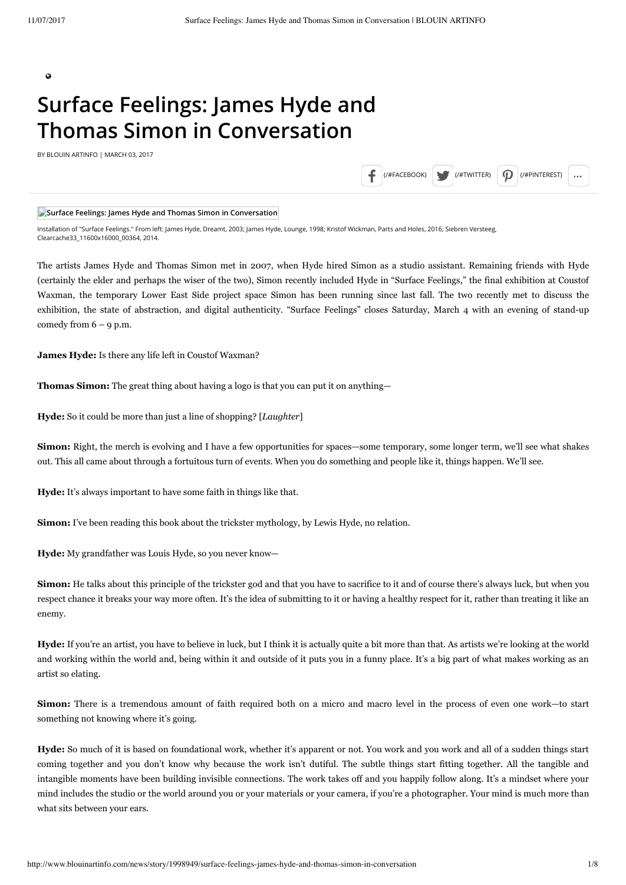# Surface Feelings: James Hyde and Thomas Simon in Conversation

BY BLOUIN ARTINFO | MARCH 03, 2017

Installation of "Surface Feelings." From left: James Hyde, Dreamt, 2003; James Hyde, Lounge, 1998; Kristof Wickman, Parts and Holes, 2016; Siebren Versteeg, Clearcache33_11600x16000_00364, 2014.

The artists James Hyde and Thomas Simon met in 2007, when Hyde hired Simon as a studio assistant. Remaining friends with Hyde (certainly the elder and perhaps the wiser of the two), Simon recently included Hyde in "Surface Feelings," the final exhibition at Coustof Waxman, the temporary Lower East Side project space Simon has been running since last fall. The two recently met to discuss the exhibition, the state of abstraction, and digital authenticity. "Surface Feelings" closes Saturday, March 4 with an evening of stand-up comedy from 6 – 9 p.m.

**James Hyde:** Is there any life left in Coustof Waxman?

**Thomas Simon:** The great thing about having a logo is that you can put it on anything—

**Hyde:** So it could be more than just a line of shopping? [*Laughter*]

**Simon:** Right, the merch is evolving and I have a few opportunities for spaces—some temporary, some longer term, we'll see what shakes out. This all came about through a fortuitous turn of events. When you do something and people like it, things happen. We'll see.

**Hyde:** It's always important to have some faith in things like that.

**Simon:** I've been reading this book about the trickster mythology, by Lewis Hyde, no relation.

**Hyde:** My grandfather was Louis Hyde, so you never know—

**Simon:** He talks about this principle of the trickster god and that you have to sacrifice to it and of course there's always luck, but when you respect chance it breaks your way more often. It's the idea of submitting to it or having a healthy respect for it, rather than treating it like an enemy.

**Hyde:** If you're an artist, you have to believe in luck, but I think it is actually quite a bit more than that. As artists we're looking at the world and working within the world and, being within it and outside of it puts you in a funny place. It's a big part of what makes working as an artist so elating.

**Simon:** There is a tremendous amount of faith required both on a micro and macro level in the process of even one work—to start something not knowing where it's going.

**Hyde:** So much of it is based on foundational work, whether it's apparent or not. You work and you work and all of a sudden things start coming together and you don't know why because the work isn't dutiful. The subtle things start fitting together. All the tangible and intangible moments have been building invisible connections. The work takes off and you happily follow along. It's a mindset where your mind includes the studio or the world around you or your materials or your camera, if you're a photographer. Your mind is much more than what sits between your ears.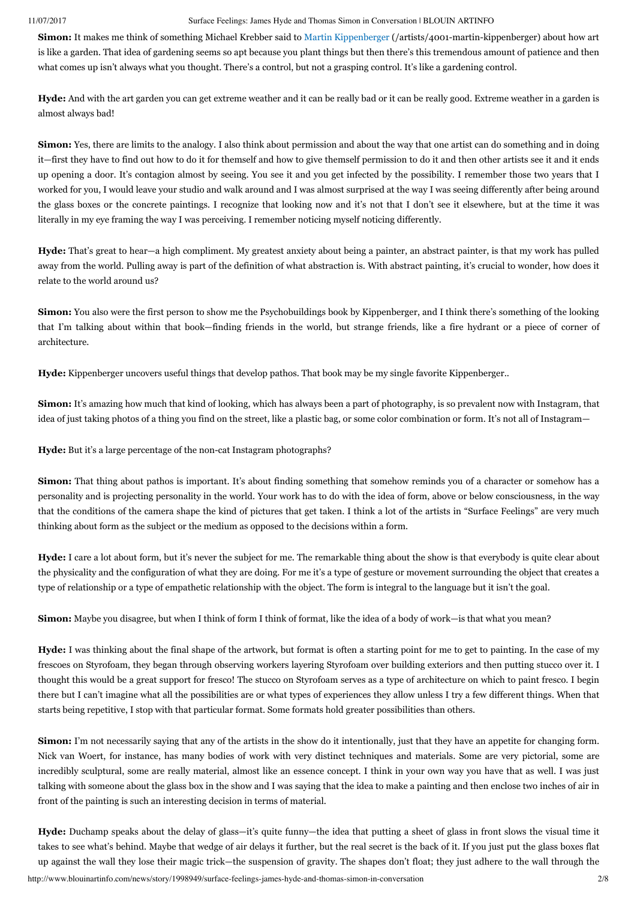**Simon:** It makes me think of something Michael Krebber said to [Martin Kippenberger](/artists/4001-martin-kippenberger) (/artists/4001-martin-kippenberger) about how art is like a garden. That idea of gardening seems so apt because you plant things but then there's this tremendous amount of patience and then what comes up isn't always what you thought. There's a control, but not a grasping control. It's like a gardening control.

**Hyde:** And with the art garden you can get extreme weather and it can be really bad or it can be really good. Extreme weather in a garden is almost always bad!

**Simon:** Yes, there are limits to the analogy. I also think about permission and about the way that one artist can do something and in doing it—first they have to find out how to do it for themself and how to give themself permission to do it and then other artists see it and it ends up opening a door. It's contagion almost by seeing. You see it and you get infected by the possibility. I remember those two years that I worked for you, I would leave your studio and walk around and I was almost surprised at the way I was seeing differently after being around the glass boxes or the concrete paintings. I recognize that looking now and it's not that I don't see it elsewhere, but at the time it was literally in my eye framing the way I was perceiving. I remember noticing myself noticing differently.

**Hyde:** That's great to hear—a high compliment. My greatest anxiety about being a painter, an abstract painter, is that my work has pulled away from the world. Pulling away is part of the definition of what abstraction is. With abstract painting, it's crucial to wonder, how does it relate to the world around us?

**Simon:** You also were the first person to show me the Psychobuildings book by Kippenberger, and I think there's something of the looking that I'm talking about within that book—finding friends in the world, but strange friends, like a fire hydrant or a piece of corner of architecture.

**Hyde:** Kippenberger uncovers useful things that develop pathos. That book may be my single favorite Kippenberger..

**Simon:** It's amazing how much that kind of looking, which has always been a part of photography, is so prevalent now with Instagram, that idea of just taking photos of a thing you find on the street, like a plastic bag, or some color combination or form. It's not all of Instagram—

**Hyde:** But it's a large percentage of the non-cat Instagram photographs?

**Simon:** That thing about pathos is important. It's about finding something that somehow reminds you of a character or somehow has a personality and is projecting personality in the world. Your work has to do with the idea of form, above or below consciousness, in the way that the conditions of the camera shape the kind of pictures that get taken. I think a lot of the artists in "Surface Feelings" are very much thinking about form as the subject or the medium as opposed to the decisions within a form.

**Hyde:** I care a lot about form, but it's never the subject for me. The remarkable thing about the show is that everybody is quite clear about the physicality and the configuration of what they are doing. For me it's a type of gesture or movement surrounding the object that creates a type of relationship or a type of empathetic relationship with the object. The form is integral to the language but it isn't the goal.

**Simon:** Maybe you disagree, but when I think of form I think of format, like the idea of a body of work—is that what you mean?

**Hyde:** I was thinking about the final shape of the artwork, but format is often a starting point for me to get to painting. In the case of my frescoes on Styrofoam, they began through observing workers layering Styrofoam over building exteriors and then putting stucco over it. I thought this would be a great support for fresco! The stucco on Styrofoam serves as a type of architecture on which to paint fresco. I begin there but I can't imagine what all the possibilities are or what types of experiences they allow unless I try a few different things. When that starts being repetitive, I stop with that particular format. Some formats hold greater possibilities than others.

**Simon:** I'm not necessarily saying that any of the artists in the show do it intentionally, just that they have an appetite for changing form. Nick van Woert, for instance, has many bodies of work with very distinct techniques and materials. Some are very pictorial, some are incredibly sculptural, some are really material, almost like an essence concept. I think in your own way you have that as well. I was just talking with someone about the glass box in the show and I was saying that the idea to make a painting and then enclose two inches of air in front of the painting is such an interesting decision in terms of material.

**Hyde:** Duchamp speaks about the delay of glass—it's quite funny—the idea that putting a sheet of glass in front slows the visual time it takes to see what's behind. Maybe that wedge of air delays it further, but the real secret is the back of it. If you just put the glass boxes flat up against the wall they lose their magic trick—the suspension of gravity. The shapes don't float; they just adhere to the wall through the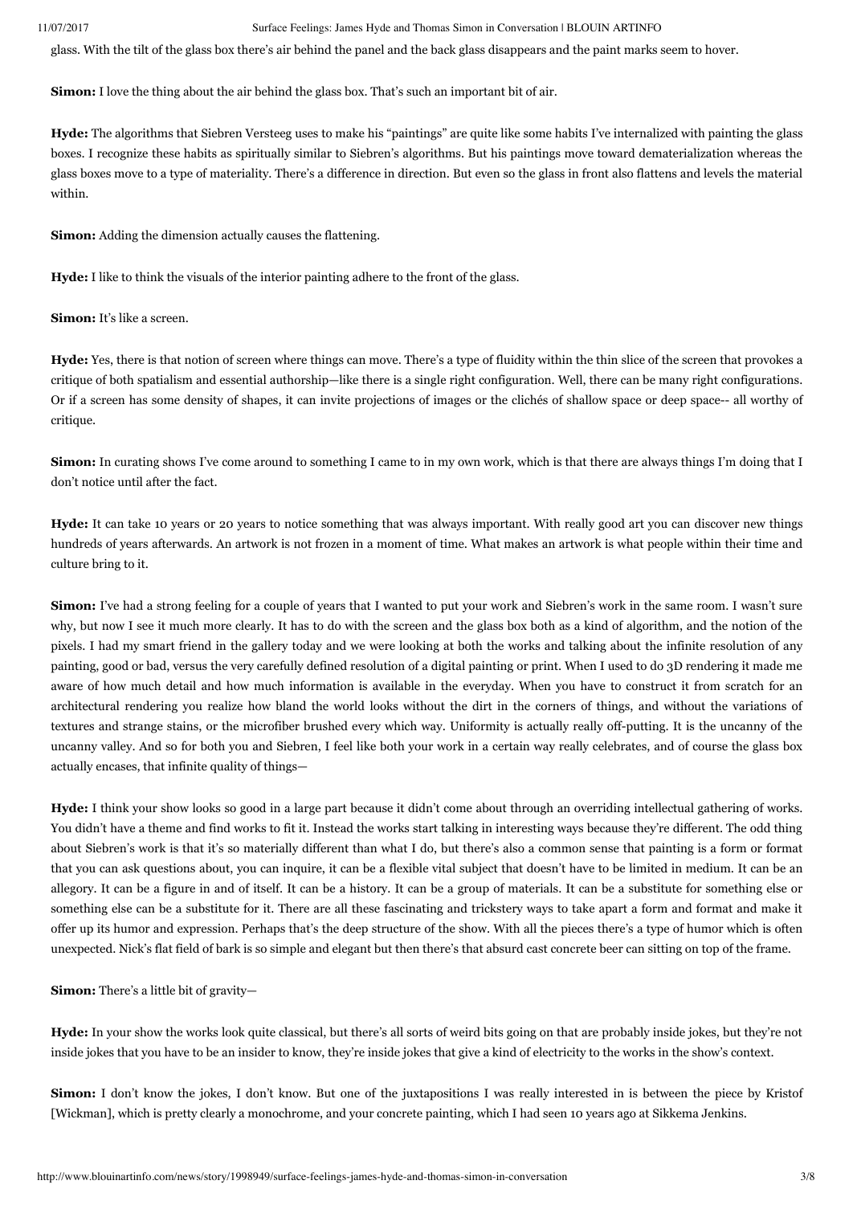glass. With the tilt of the glass box there's air behind the panel and the back glass disappears and the paint marks seem to hover.

**Simon:** I love the thing about the air behind the glass box. That's such an important bit of air.

**Hyde:** The algorithms that Siebren Versteeg uses to make his "paintings" are quite like some habits I've internalized with painting the glass boxes. I recognize these habits as spiritually similar to Siebren's algorithms. But his paintings move toward dematerialization whereas the glass boxes move to a type of materiality. There's a difference in direction. But even so the glass in front also flattens and levels the material within.

**Simon:** Adding the dimension actually causes the flattening.

**Hyde:** I like to think the visuals of the interior painting adhere to the front of the glass.

**Simon:** It's like a screen.

**Hyde:** Yes, there is that notion of screen where things can move. There's a type of fluidity within the thin slice of the screen that provokes a critique of both spatialism and essential authorship—like there is a single right configuration. Well, there can be many right configurations. Or if a screen has some density of shapes, it can invite projections of images or the clichés of shallow space or deep space-- all worthy of critique.

**Simon:** In curating shows I've come around to something I came to in my own work, which is that there are always things I'm doing that I don't notice until after the fact.

**Hyde:** It can take 10 years or 20 years to notice something that was always important. With really good art you can discover new things hundreds of years afterwards. An artwork is not frozen in a moment of time. What makes an artwork is what people within their time and culture bring to it.

**Simon:** I've had a strong feeling for a couple of years that I wanted to put your work and Siebren's work in the same room. I wasn't sure why, but now I see it much more clearly. It has to do with the screen and the glass box both as a kind of algorithm, and the notion of the pixels. I had my smart friend in the gallery today and we were looking at both the works and talking about the infinite resolution of any painting, good or bad, versus the very carefully defined resolution of a digital painting or print. When I used to do 3D rendering it made me aware of how much detail and how much information is available in the everyday. When you have to construct it from scratch for an architectural rendering you realize how bland the world looks without the dirt in the corners of things, and without the variations of textures and strange stains, or the microfiber brushed every which way. Uniformity is actually really off-putting. It is the uncanny of the uncanny valley. And so for both you and Siebren, I feel like both your work in a certain way really celebrates, and of course the glass box actually encases, that infinite quality of things—

**Hyde:** I think your show looks so good in a large part because it didn't come about through an overriding intellectual gathering of works. You didn't have a theme and find works to fit it. Instead the works start talking in interesting ways because they're different. The odd thing about Siebren's work is that it's so materially different than what I do, but there's also a common sense that painting is a form or format that you can ask questions about, you can inquire, it can be a flexible vital subject that doesn't have to be limited in medium. It can be an allegory. It can be a figure in and of itself. It can be a history. It can be a group of materials. It can be a substitute for something else or something else can be a substitute for it. There are all these fascinating and tricksterу ways to take apart a form and format and make it offer up its humor and expression. Perhaps that's the deep structure of the show. With all the pieces there's a type of humor which is often unexpected. Nick's flat field of bark is so simple and elegant but then there's that absurd cast concrete beer can sitting on top of the frame.

**Simon:** There's a little bit of gravity—

**Hyde:** In your show the works look quite classical, but there's all sorts of weird bits going on that are probably inside jokes, but they're not inside jokes that you have to be an insider to know, they're inside jokes that give a kind of electricity to the works in the show's context.

**Simon:** I don't know the jokes, I don't know. But one of the juxtapositions I was really interested in is between the piece by Kristof [Wickman], which is pretty clearly a monochrome, and your concrete painting, which I had seen 10 years ago at Sikkema Jenkins.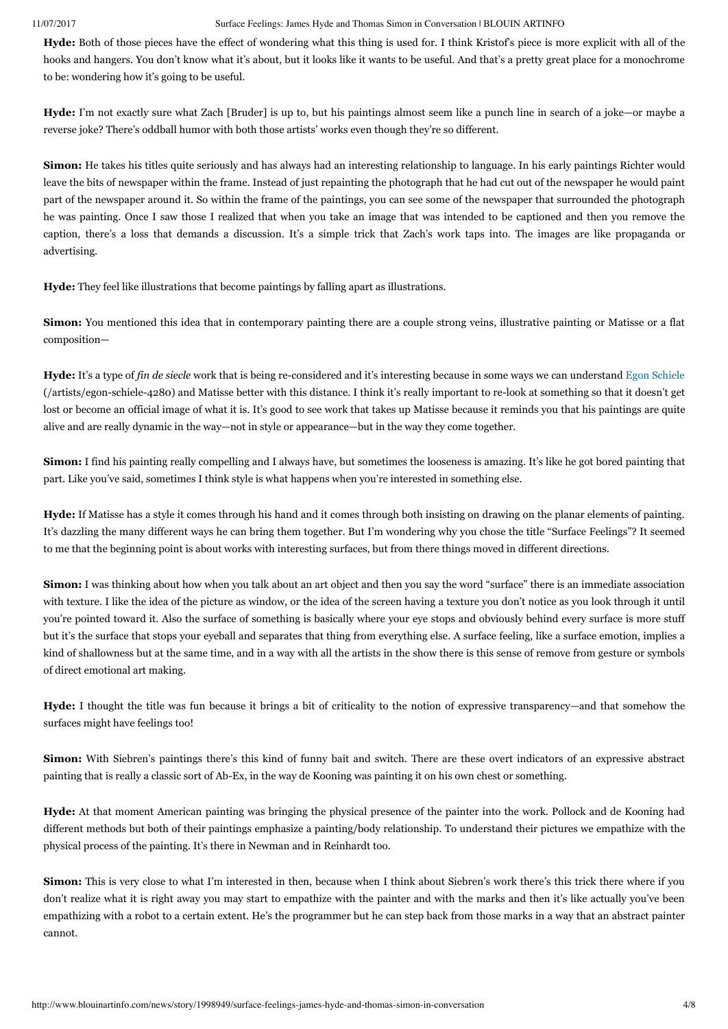**Hyde:** Both of those pieces have the effect of wondering what this thing is used for. I think Kristof's piece is more explicit with all of the hooks and hangers. You don't know what it's about, but it looks like it wants to be useful. And that's a pretty great place for a monochrome to be: wondering how it's going to be useful.

**Hyde:** I'm not exactly sure what Zach [Bruder] is up to, but his paintings almost seem like a punch line in search of a joke—or maybe a reverse joke? There's oddball humor with both those artists' works even though they're so different.

**Simon:** He takes his titles quite seriously and has always had an interesting relationship to language. In his early paintings Richter would leave the bits of newspaper within the frame. Instead of just repainting the photograph that he had cut out of the newspaper he would paint part of the newspaper around it. So within the frame of the paintings, you can see some of the newspaper that surrounded the photograph he was painting. Once I saw those I realized that when you take an image that was intended to be captioned and then you remove the caption, there's a loss that demands a discussion. It's a simple trick that Zach's work taps into. The images are like propaganda or advertising.

**Hyde:** They feel like illustrations that become paintings by falling apart as illustrations.

**Simon:** You mentioned this idea that in contemporary painting there are a couple strong veins, illustrative painting or Matisse or a flat composition—

**Hyde:** It's a type of *fin de siecle* work that is being re-considered and it's interesting because in some ways we can understand Egon Schiele (/artists/egon-schiele-4280) and Matisse better with this distance. I think it's really important to re-look at something so that it doesn't get lost or become an official image of what it is. It's good to see work that takes up Matisse because it reminds you that his paintings are quite alive and are really dynamic in the way—not in style or appearance—but in the way they come together.

**Simon:** I find his painting really compelling and I always have, but sometimes the looseness is amazing. It's like he got bored painting that part. Like you've said, sometimes I think style is what happens when you're interested in something else.

**Hyde:** If Matisse has a style it comes through his hand and it comes through both insisting on drawing on the planar elements of painting. It's dazzling the many different ways he can bring them together. But I'm wondering why you chose the title "Surface Feelings"? It seemed to me that the beginning point is about works with interesting surfaces, but from there things moved in different directions.

**Simon:** I was thinking about how when you talk about an art object and then you say the word "surface" there is an immediate association with texture. I like the idea of the picture as window, or the idea of the screen having a texture you don't notice as you look through it until you're pointed toward it. Also the surface of something is basically where your eye stops and obviously behind every surface is more stuff but it's the surface that stops your eyeball and separates that thing from everything else. A surface feeling, like a surface emotion, implies a kind of shallowness but at the same time, and in a way with all the artists in the show there is this sense of remove from gesture or symbols of direct emotional art making.

**Hyde:** I thought the title was fun because it brings a bit of criticality to the notion of expressive transparency—and that somehow the surfaces might have feelings too!

**Simon:** With Siebren's paintings there's this kind of funny bait and switch. There are these overt indicators of an expressive abstract painting that is really a classic sort of Ab-Ex, in the way de Kooning was painting it on his own chest or something.

**Hyde:** At that moment American painting was bringing the physical presence of the painter into the work. Pollock and de Kooning had different methods but both of their paintings emphasize a painting/body relationship. To understand their pictures we empathize with the physical process of the painting. It's there in Newman and in Reinhardt too.

**Simon:** This is very close to what I'm interested in then, because when I think about Siebren's work there's this trick there where if you don't realize what it is right away you may start to empathize with the painter and with the marks and then it's like actually you've been empathizing with a robot to a certain extent. He's the programmer but he can step back from those marks in a way that an abstract painter cannot.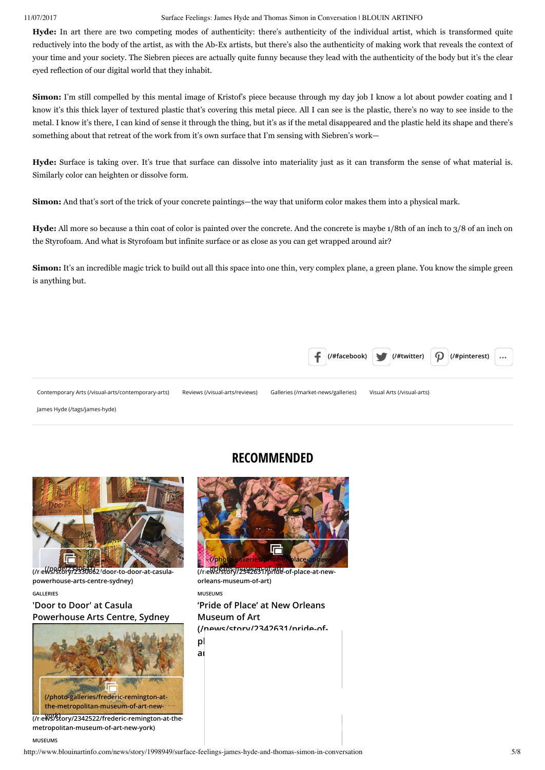**Hyde:** In art there are two competing modes of authenticity: there's authenticity of the individual artist, which is transformed quite reductively into the body of the artist, as with the Ab-Ex artists, but there's also the authenticity of making work that reveals the context of your time and your society. The Siebren pieces are actually quite funny because they lead with the authenticity of the body but it's the clear eyed reflection of our digital world that they inhabit.

**Simon:** I'm still compelled by this mental image of Kristof's piece because through my day job I know a lot about powder coating and I know it's this thick layer of textured plastic that's covering this metal piece. All I can see is the plastic, there's no way to see inside to the metal. I know it's there, I can kind of sense it through the thing, but it's as if the metal disappeared and the plastic held its shape and there's something about that retreat of the work from it's own surface that I'm sensing with Siebren's work—

**Hyde:** Surface is taking over. It's true that surface can dissolve into materiality just as it can transform the sense of what material is. Similarly color can heighten or dissolve form.

**Simon:** And that's sort of the trick of your concrete paintings—the way that uniform color makes them into a physical mark.

**Hyde:** All more so because a thin coat of color is painted over the concrete. And the concrete is maybe 1/8th of an inch to 3/8 of an inch on the Styrofoam. And what is Styrofoam but infinite surface or as close as you can get wrapped around air?

**Simon:** It's an incredible magic trick to build out all this space into one thin, very complex plane, a green plane. You know the simple green is anything but.

(/#facebook) (/#twitter) (/#pinterest) ...

Contemporary Arts (/visual-arts/contemporary-arts) Reviews (/visual-arts/reviews) Galleries (/market-news/galleries) Visual Arts (/visual-arts)

James Hyde (/tags/james-hyde)

## RECOMMENDED

(/news/story/2330662/door-to-door-at-casula-powerhouse-arts-centre-sydney)

GALLERIES

'Door to Door' at Casula Powerhouse Arts Centre, Sydney

(/photo-galleries/pride-of-place-at-new-orleans-museum-of-art)

(/news/story/2342631/pride-of-place-at-new-orleans-museum-of-art)

MUSEUMS

'Pride of Place' at New Orleans Museum of Art (/news/story/2342631/pride-of-pl ar

(/photo-galleries/frederic-remington-at-the-metropolitan-museum-of-art-new-york)

(/news/story/2342522/frederic-remington-at-the-metropolitan-museum-of-art-new-york)

MUSEUMS